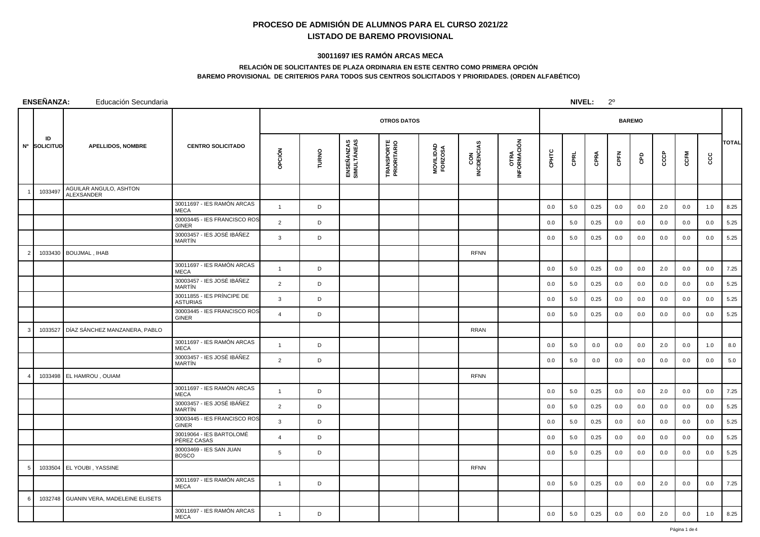# PROCESO DE ADMISIÓN DE ALUMNOS PARA EL CURSO 2021/22

## LISTADO DE BAREMO PROVISIONAL

### 30011697 IES RAMÓN ARCAS MECA

**RELACIÓN DE SOLICITANTES DE PLAZA ORDINARIA EN ESTE CENTRO COMO PRIMERA OPCIÓN**

**BAREMO PROVISIONAL DE CRITERIOS PARA TODOS SUS CENTROS SOLICITADOS Y PRIORIDADES. (ORDEN ALFABÉTICO)**

**ENSEÑANZA:** Educación Secundaria **NIVEL:** 2º

| Nº | ID SOLICITUD | APELLIDOS, NOMBRE | CENTRO SOLICITADO | OTROS DATOS | | | | | | | BAREMO | | | | | | | | | TOTAL |
|---|---|---|---|---|---|---|---|---|---|---|---|---|---|---|---|---|---|---|---|---|
| | | | | OPCIÓN | TURNO | ENSEÑANZAS SIMULTÁNEAS | TRANSPORTE PRIORITARIO | MOVILIDAD FORZOSA | CON INCIDENCIAS | OTRA INFORMACIÓN | CPHTC | CPRL | CPRA | CPFN | CPD | CCCP | CCFM | CCC | |
| 1 | 1033497 | AGUILAR ANGULO, ASHTON ALEXSANDER | | | | | | | | | | | | | | | | | |
| | | | 30011697 - IES RAMÓN ARCAS MECA | 1 | D | | | | | | 0.0 | 5.0 | 0.25 | 0.0 | 0.0 | 2.0 | 0.0 | 1.0 | 8.25 |
| | | | 30003445 - IES FRANCISCO ROS GINER | 2 | D | | | | | | 0.0 | 5.0 | 0.25 | 0.0 | 0.0 | 0.0 | 0.0 | 0.0 | 5.25 |
| | | | 30003457 - IES JOSÉ IBÁÑEZ MARTÍN | 3 | D | | | | | | 0.0 | 5.0 | 0.25 | 0.0 | 0.0 | 0.0 | 0.0 | 0.0 | 5.25 |
| 2 | 1033430 | BOUJMAL , IHAB | | | | | | | RFNN | | | | | | | | | | |
| | | | 30011697 - IES RAMÓN ARCAS MECA | 1 | D | | | | | | 0.0 | 5.0 | 0.25 | 0.0 | 0.0 | 2.0 | 0.0 | 0.0 | 7.25 |
| | | | 30003457 - IES JOSÉ IBÁÑEZ MARTÍN | 2 | D | | | | | | 0.0 | 5.0 | 0.25 | 0.0 | 0.0 | 0.0 | 0.0 | 0.0 | 5.25 |
| | | | 30011855 - IES PRÍNCIPE DE ASTURIAS | 3 | D | | | | | | 0.0 | 5.0 | 0.25 | 0.0 | 0.0 | 0.0 | 0.0 | 0.0 | 5.25 |
| | | | 30003445 - IES FRANCISCO ROS GINER | 4 | D | | | | | | 0.0 | 5.0 | 0.25 | 0.0 | 0.0 | 0.0 | 0.0 | 0.0 | 5.25 |
| 3 | 1033527 | DÍAZ SÁNCHEZ MANZANERA, PABLO | | | | | | | RRAN | | | | | | | | | | |
| | | | 30011697 - IES RAMÓN ARCAS MECA | 1 | D | | | | | | 0.0 | 5.0 | 0.0 | 0.0 | 0.0 | 2.0 | 0.0 | 1.0 | 8.0 |
| | | | 30003457 - IES JOSÉ IBÁÑEZ MARTÍN | 2 | D | | | | | | 0.0 | 5.0 | 0.0 | 0.0 | 0.0 | 0.0 | 0.0 | 0.0 | 5.0 |
| 4 | 1033498 | EL HAMROU , OUIAM | | | | | | | RFNN | | | | | | | | | | |
| | | | 30011697 - IES RAMÓN ARCAS MECA | 1 | D | | | | | | 0.0 | 5.0 | 0.25 | 0.0 | 0.0 | 2.0 | 0.0 | 0.0 | 7.25 |
| | | | 30003457 - IES JOSÉ IBÁÑEZ MARTÍN | 2 | D | | | | | | 0.0 | 5.0 | 0.25 | 0.0 | 0.0 | 0.0 | 0.0 | 0.0 | 5.25 |
| | | | 30003445 - IES FRANCISCO ROS GINER | 3 | D | | | | | | 0.0 | 5.0 | 0.25 | 0.0 | 0.0 | 0.0 | 0.0 | 0.0 | 5.25 |
| | | | 30019064 - IES BARTOLOMÉ PÉREZ CASAS | 4 | D | | | | | | 0.0 | 5.0 | 0.25 | 0.0 | 0.0 | 0.0 | 0.0 | 0.0 | 5.25 |
| | | | 30003469 - IES SAN JUAN BOSCO | 5 | D | | | | | | 0.0 | 5.0 | 0.25 | 0.0 | 0.0 | 0.0 | 0.0 | 0.0 | 5.25 |
| 5 | 1033504 | EL YOUBI , YASSINE | | | | | | | RFNN | | | | | | | | | | |
| | | | 30011697 - IES RAMÓN ARCAS MECA | 1 | D | | | | | | 0.0 | 5.0 | 0.25 | 0.0 | 0.0 | 2.0 | 0.0 | 0.0 | 7.25 |
| 6 | 1032748 | GUANIN VERA, MADELEINE ELISETS | | | | | | | | | | | | | | | | | |
| | | | 30011697 - IES RAMÓN ARCAS MECA | 1 | D | | | | | | 0.0 | 5.0 | 0.25 | 0.0 | 0.0 | 2.0 | 0.0 | 1.0 | 8.25 |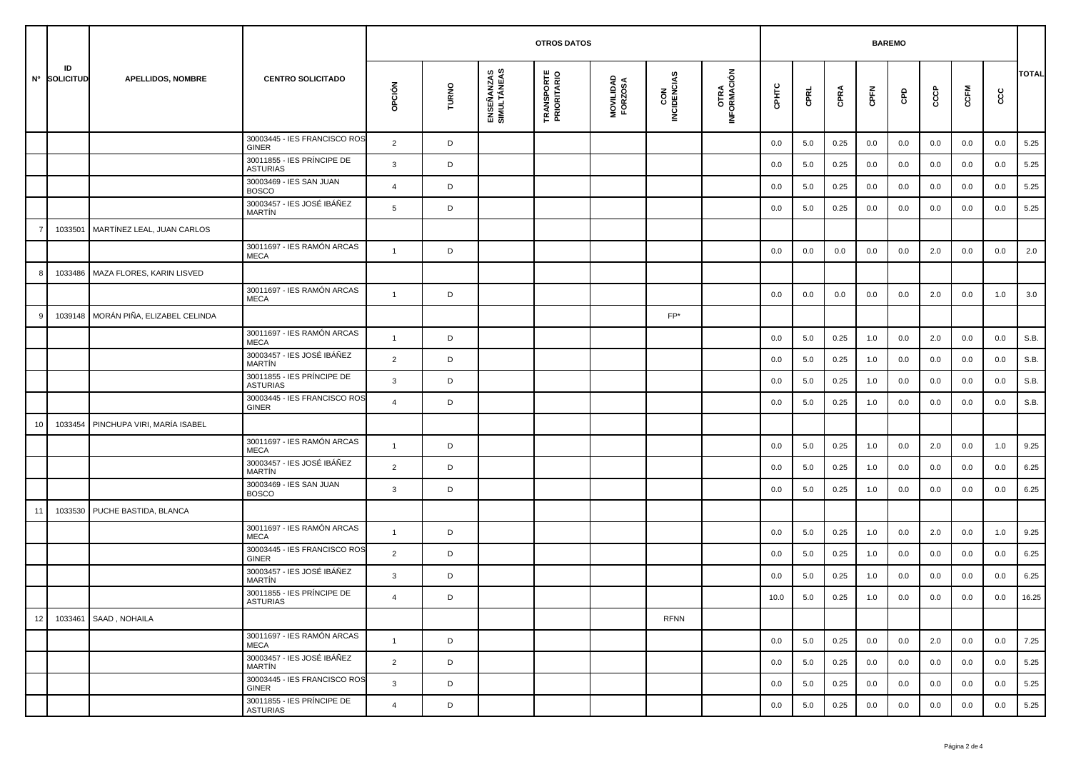| Nº | ID SOLICITUD | APELLIDOS, NOMBRE | CENTRO SOLICITADO | OTROS DATOS | | | | | | | BAREMO | | | | | | | | | TOTAL |
|---|---|---|---|---|---|---|---|---|---|---|---|---|---|---|---|---|---|---|---|---|
| | | | | OPCIÓN | TURNO | ENSEÑANZAS SIMULTÁNEAS | TRANSPORTE PRIORITARIO | MOVILIDAD FORZOSA | CON INCIDENCIAS | OTRA INFORMACIÓN | CPHTC | CPRL | CPRA | CPFN | CPD | CCCP | CCFM | CCC | |
| | | | 30003445 - IES FRANCISCO ROS GINER | 2 | D | | | | | | 0.0 | 5.0 | 0.25 | 0.0 | 0.0 | 0.0 | 0.0 | 0.0 | 5.25 |
| | | | 30011855 - IES PRÍNCIPE DE ASTURIAS | 3 | D | | | | | | 0.0 | 5.0 | 0.25 | 0.0 | 0.0 | 0.0 | 0.0 | 0.0 | 5.25 |
| | | | 30003469 - IES SAN JUAN BOSCO | 4 | D | | | | | | 0.0 | 5.0 | 0.25 | 0.0 | 0.0 | 0.0 | 0.0 | 0.0 | 5.25 |
| | | | 30003457 - IES JOSÉ IBÁÑEZ MARTÍN | 5 | D | | | | | | 0.0 | 5.0 | 0.25 | 0.0 | 0.0 | 0.0 | 0.0 | 0.0 | 5.25 |
| 7 | 1033501 | MARTÍNEZ LEAL, JUAN CARLOS | | | | | | | | | | | | | | | | | |
| | | | 30011697 - IES RAMÓN ARCAS MECA | 1 | D | | | | | | 0.0 | 0.0 | 0.0 | 0.0 | 0.0 | 2.0 | 0.0 | 0.0 | 2.0 |
| 8 | 1033486 | MAZA FLORES, KARIN LISVED | | | | | | | | | | | | | | | | | |
| | | | 30011697 - IES RAMÓN ARCAS MECA | 1 | D | | | | | | 0.0 | 0.0 | 0.0 | 0.0 | 0.0 | 2.0 | 0.0 | 1.0 | 3.0 |
| 9 | 1039148 | MORÁN PIÑA, ELIZABEL CELINDA | | | | | | | FP* | | | | | | | | | | |
| | | | 30011697 - IES RAMÓN ARCAS MECA | 1 | D | | | | | | 0.0 | 5.0 | 0.25 | 1.0 | 0.0 | 2.0 | 0.0 | 0.0 | S.B. |
| | | | 30003457 - IES JOSÉ IBÁÑEZ MARTÍN | 2 | D | | | | | | 0.0 | 5.0 | 0.25 | 1.0 | 0.0 | 0.0 | 0.0 | 0.0 | S.B. |
| | | | 30011855 - IES PRÍNCIPE DE ASTURIAS | 3 | D | | | | | | 0.0 | 5.0 | 0.25 | 1.0 | 0.0 | 0.0 | 0.0 | 0.0 | S.B. |
| | | | 30003445 - IES FRANCISCO ROS GINER | 4 | D | | | | | | 0.0 | 5.0 | 0.25 | 1.0 | 0.0 | 0.0 | 0.0 | 0.0 | S.B. |
| 10 | 1033454 | PINCHUPA VIRI, MARÍA ISABEL | | | | | | | | | | | | | | | | | |
| | | | 30011697 - IES RAMÓN ARCAS MECA | 1 | D | | | | | | 0.0 | 5.0 | 0.25 | 1.0 | 0.0 | 2.0 | 0.0 | 1.0 | 9.25 |
| | | | 30003457 - IES JOSÉ IBÁÑEZ MARTÍN | 2 | D | | | | | | 0.0 | 5.0 | 0.25 | 1.0 | 0.0 | 0.0 | 0.0 | 0.0 | 6.25 |
| | | | 30003469 - IES SAN JUAN BOSCO | 3 | D | | | | | | 0.0 | 5.0 | 0.25 | 1.0 | 0.0 | 0.0 | 0.0 | 0.0 | 6.25 |
| 11 | 1033530 | PUCHE BASTIDA, BLANCA | | | | | | | | | | | | | | | | | |
| | | | 30011697 - IES RAMÓN ARCAS MECA | 1 | D | | | | | | 0.0 | 5.0 | 0.25 | 1.0 | 0.0 | 2.0 | 0.0 | 1.0 | 9.25 |
| | | | 30003445 - IES FRANCISCO ROS GINER | 2 | D | | | | | | 0.0 | 5.0 | 0.25 | 1.0 | 0.0 | 0.0 | 0.0 | 0.0 | 6.25 |
| | | | 30003457 - IES JOSÉ IBÁÑEZ MARTÍN | 3 | D | | | | | | 0.0 | 5.0 | 0.25 | 1.0 | 0.0 | 0.0 | 0.0 | 0.0 | 6.25 |
| | | | 30011855 - IES PRÍNCIPE DE ASTURIAS | 4 | D | | | | | | 10.0 | 5.0 | 0.25 | 1.0 | 0.0 | 0.0 | 0.0 | 0.0 | 16.25 |
| 12 | 1033461 | SAAD , NOHAILA | | | | | | | RFNN | | | | | | | | | | |
| | | | 30011697 - IES RAMÓN ARCAS MECA | 1 | D | | | | | | 0.0 | 5.0 | 0.25 | 0.0 | 0.0 | 2.0 | 0.0 | 0.0 | 7.25 |
| | | | 30003457 - IES JOSÉ IBÁÑEZ MARTÍN | 2 | D | | | | | | 0.0 | 5.0 | 0.25 | 0.0 | 0.0 | 0.0 | 0.0 | 0.0 | 5.25 |
| | | | 30003445 - IES FRANCISCO ROS GINER | 3 | D | | | | | | 0.0 | 5.0 | 0.25 | 0.0 | 0.0 | 0.0 | 0.0 | 0.0 | 5.25 |
| | | | 30011855 - IES PRÍNCIPE DE ASTURIAS | 4 | D | | | | | | 0.0 | 5.0 | 0.25 | 0.0 | 0.0 | 0.0 | 0.0 | 0.0 | 5.25 |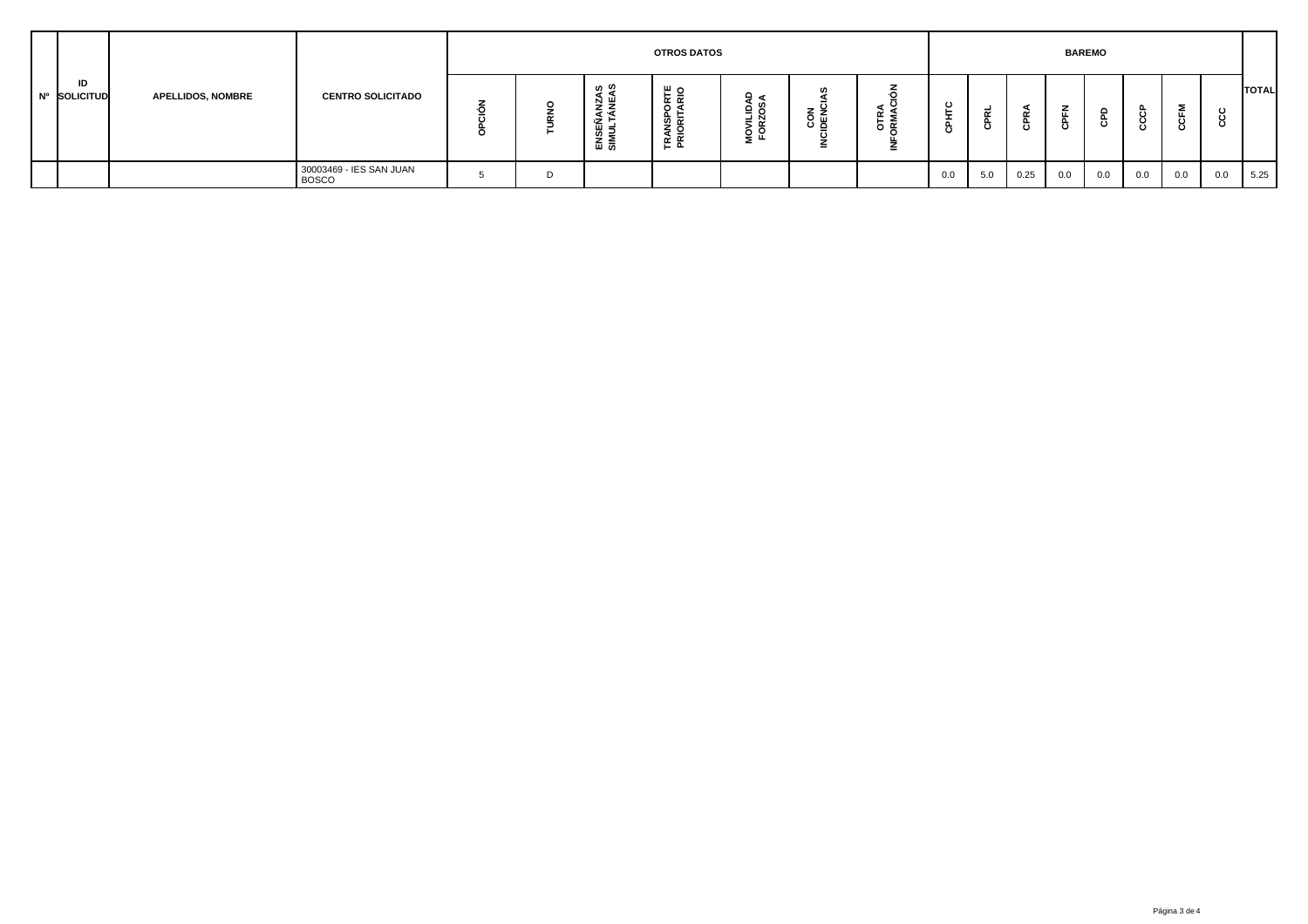| Nº | ID SOLICITUD | APELLIDOS, NOMBRE | CENTRO SOLICITADO | OTROS DATOS | | | | | | | BAREMO | | | | | | | | | TOTAL |
|---|---|---|---|---|---|---|---|---|---|---|---|---|---|---|---|---|---|---|---|---|
| | | | | OPCIÓN | TURNO | ENSEÑANZAS SIMULTÁNEAS | TRANSPORTE PRIORITARIO | MOVILIDAD FORZOSA | CON INCIDENCIAS | OTRA INFORMACIÓN | CPHTC | CPRL | CPRA | CPFN | CPD | CCCP | CCFM | CCC | |
| | | | 30003469 - IES SAN JUAN BOSCO | 5 | D | | | | | | 0.0 | 5.0 | 0.25 | 0.0 | 0.0 | 0.0 | 0.0 | 0.0 | 5.25 |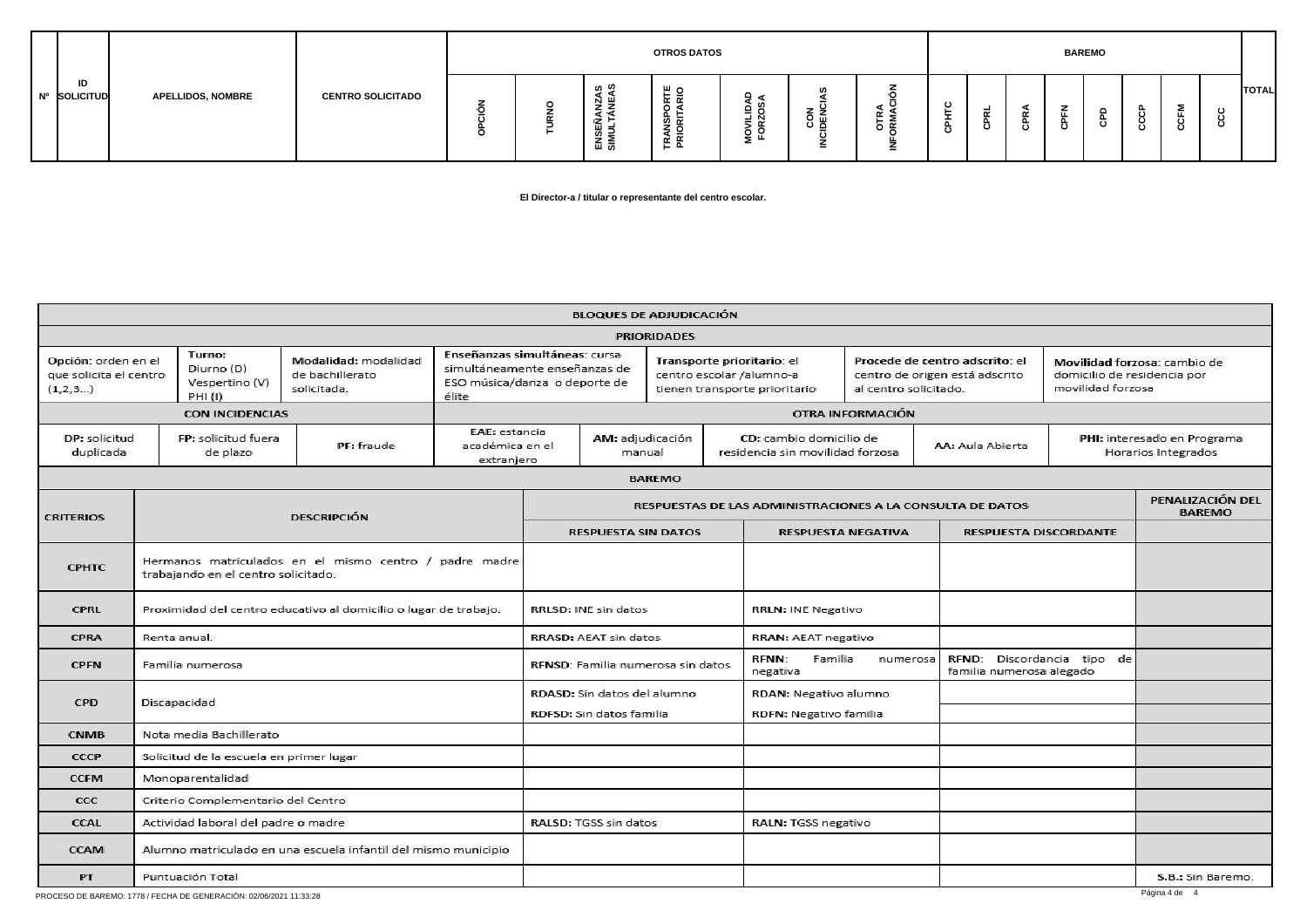| Nº | ID SOLICITUD | APELLIDOS, NOMBRE | CENTRO SOLICITADO | OTROS DATOS | | | | | | | BAREMO | | | | | | | | TOTAL |
|---|---|---|---|---|---|---|---|---|---|---|---|---|---|---|---|---|---|---|---|
| | | | | OPCIÓN | TURNO | ENSEÑANZAS SIMULTÁNEAS | TRANSPORTE PRIORITARIO | MOVILIDAD FORZOSA | CON INCIDENCIAS | OTRA INFORMACIÓN | CPHTC | CPRL | CPRA | CPFN | CPD | CCCP | CCFM | CCC | |

El Director-a / titular o representante del centro escolar.

**BLOQUES DE ADJUDICACIÓN**

**PRIORIDADES**

| | | | | | | |
|---|---|---|---|---|---|---|
| **Opción:** orden en el que solicita el centro (1,2,3...) | **Turno:** Diurno (D) Vespertino (V) PHI (I) | **Modalidad:** modalidad de bachillerato solicitada. | **Enseñanzas simultáneas:** cursa simultáneamente enseñanzas de ESO música/danza o deporte de élite | **Transporte prioritario:** el centro escolar /alumno-a tienen transporte prioritario | **Procede de centro adscrito:** el centro de origen está adscrito al centro solicitado. | **Movilidad forzosa:** cambio de domicilio de residencia por movilidad forzosa |

| CON INCIDENCIAS | | | OTRA INFORMACIÓN | | | | |
|---|---|---|---|---|---|---|---|
| **DP:** solicitud duplicada | **FP:** solicitud fuera de plazo | **PF:** fraude | **EAE:** estancia académica en el extranjero | **AM:** adjudicación manual | **CD:** cambio domicilio de residencia sin movilidad forzosa | **AA:** Aula Abierta | **PHI:** interesado en Programa Horarios Integrados |

**BAREMO**

| CRITERIOS | DESCRIPCIÓN | RESPUESTAS DE LAS ADMINISTRACIONES A LA CONSULTA DE DATOS | | | PENALIZACIÓN DEL BAREMO |
|---|---|---|---|---|---|
| | | RESPUESTA SIN DATOS | RESPUESTA NEGATIVA | RESPUESTA DISCORDANTE | |
| CPHTC | Hermanos matriculados en el mismo centro / padre madre trabajando en el centro solicitado. | | | | |
| CPRL | Proximidad del centro educativo al domicilio o lugar de trabajo. | RRLSD: INE sin datos | RRLN: INE Negativo | | |
| CPRA | Renta anual. | RRASD: AEAT sin datos | RRAN: AEAT negativo | | |
| CPFN | Familia numerosa | RFNSD: Familia numerosa sin datos | RFNN: Familia numerosa negativa | RFND: Discordancia tipo de familia numerosa alegado | |
| CPD | Discapacidad | RDASD: Sin datos del alumno | RDAN: Negativo alumno | | |
| | | RDFSD: Sin datos familia | RDFN: Negativo familia | | |
| CNMB | Nota media Bachillerato | | | | |
| CCCP | Solicitud de la escuela en primer lugar | | | | |
| CCFM | Monoparentalidad | | | | |
| CCC | Criterio Complementario del Centro | | | | |
| CCAL | Actividad laboral del padre o madre | RALSD: TGSS sin datos | RALN: TGSS negativo | | |
| CCAM | Alumno matriculado en una escuela infantil del mismo municipio | | | | |
| PT | Puntuación Total | | | | S.B.: Sin Baremo. |

PROCESO DE BAREMO: 1778 / FECHA DE GENERACIÓN: 02/06/2021 11:33:28